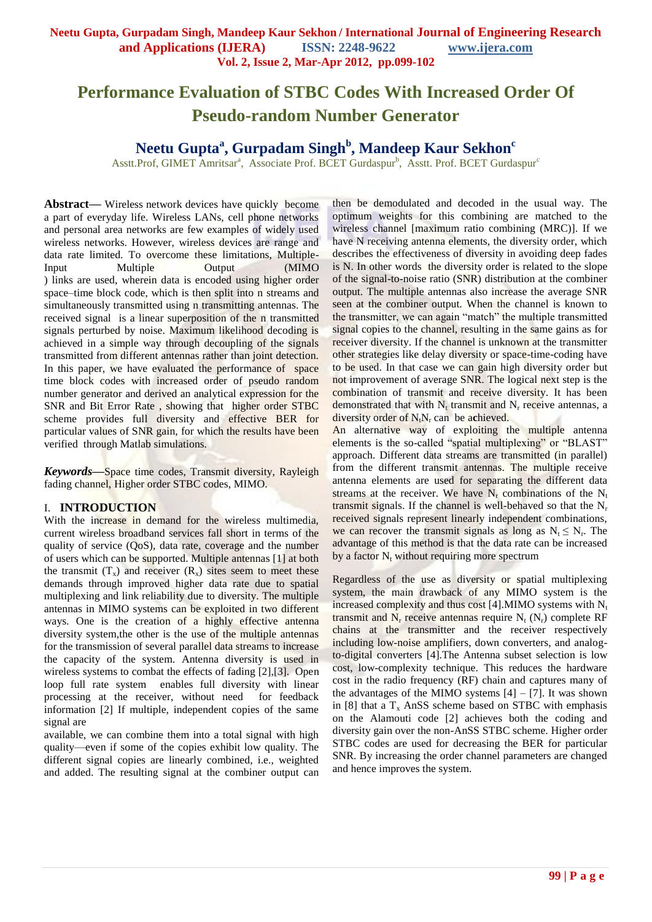# Performance Evaluation of STBC Codes With Increased Order Of Pseudo-random Number Generator

**Neetu Gupta[a], Gurpadam Singh[b], Mandeep Kaur Sekhon[c]**

Asstt.Prof, GIMET Amritsar[a], Associate Prof. BCET Gurdaspur[b], Asstt. Prof. BCET Gurdaspur[c]

**Abstract—** Wireless network devices have quickly become a part of everyday life. Wireless LANs, cell phone networks and personal area networks are few examples of widely used wireless networks. However, wireless devices are range and data rate limited. To overcome these limitations, Multiple-Input Multiple Output (MIMO ) links are used, wherein data is encoded using higher order space–time block code, which is then split into n streams and simultaneously transmitted using n transmitting antennas. The received signal is a linear superposition of the n transmitted signals perturbed by noise. Maximum likelihood decoding is achieved in a simple way through decoupling of the signals transmitted from different antennas rather than joint detection. In this paper, we have evaluated the performance of space time block codes with increased order of pseudo random number generator and derived an analytical expression for the SNR and Bit Error Rate , showing that higher order STBC scheme provides full diversity and effective BER for particular values of SNR gain, for which the results have been verified through Matlab simulations.

***Keywords*—**Space time codes, Transmit diversity, Rayleigh fading channel, Higher order STBC codes, MIMO.

## I. INTRODUCTION

With the increase in demand for the wireless multimedia, current wireless broadband services fall short in terms of the quality of service (QoS), data rate, coverage and the number of users which can be supported. Multiple antennas [1] at both the transmit ($T_x$) and receiver ($R_x$) sites seem to meet these demands through improved higher data rate due to spatial multiplexing and link reliability due to diversity. The multiple antennas in MIMO systems can be exploited in two different ways. One is the creation of a highly effective antenna diversity system,the other is the use of the multiple antennas for the transmission of several parallel data streams to increase the capacity of the system. Antenna diversity is used in wireless systems to combat the effects of fading [2],[3]. Open loop full rate system enables full diversity with linear processing at the receiver, without need for feedback information [2] If multiple, independent copies of the same signal are available, we can combine them into a total signal with high quality—even if some of the copies exhibit low quality. The different signal copies are linearly combined, i.e., weighted and added. The resulting signal at the combiner output can then be demodulated and decoded in the usual way. The optimum weights for this combining are matched to the wireless channel [maximum ratio combining (MRC)]. If we have N receiving antenna elements, the diversity order, which describes the effectiveness of diversity in avoiding deep fades is N. In other words the diversity order is related to the slope of the signal-to-noise ratio (SNR) distribution at the combiner output. The multiple antennas also increase the average SNR seen at the combiner output. When the channel is known to the transmitter, we can again "match" the multiple transmitted signal copies to the channel, resulting in the same gains as for receiver diversity. If the channel is unknown at the transmitter other strategies like delay diversity or space-time-coding have to be used. In that case we can gain high diversity order but not improvement of average SNR. The logical next step is the combination of transmit and receive diversity. It has been demonstrated that with $N_t$ transmit and $N_r$ receive antennas, a diversity order of $N_tN_r$ can be achieved.

An alternative way of exploiting the multiple antenna elements is the so-called "spatial multiplexing" or "BLAST" approach. Different data streams are transmitted (in parallel) from the different transmit antennas. The multiple receive antenna elements are used for separating the different data streams at the receiver. We have $N_r$ combinations of the $N_t$ transmit signals. If the channel is well-behaved so that the $N_r$ received signals represent linearly independent combinations, we can recover the transmit signals as long as $N_t \leq N_r$. The advantage of this method is that the data rate can be increased by a factor $N_t$ without requiring more spectrum

Regardless of the use as diversity or spatial multiplexing system, the main drawback of any MIMO system is the increased complexity and thus cost [4].MIMO systems with $N_t$ transmit and $N_r$ receive antennas require $N_t$ ($N_r$) complete RF chains at the transmitter and the receiver respectively including low-noise amplifiers, down converters, and analog-to-digital converters [4].The Antenna subset selection is low cost, low-complexity technique. This reduces the hardware cost in the radio frequency (RF) chain and captures many of the advantages of the MIMO systems [4] – [7]. It was shown in [8] that a $T_x$ AnSS scheme based on STBC with emphasis on the Alamouti code [2] achieves both the coding and diversity gain over the non-AnSS STBC scheme. Higher order STBC codes are used for decreasing the BER for particular SNR. By increasing the order channel parameters are changed and hence improves the system.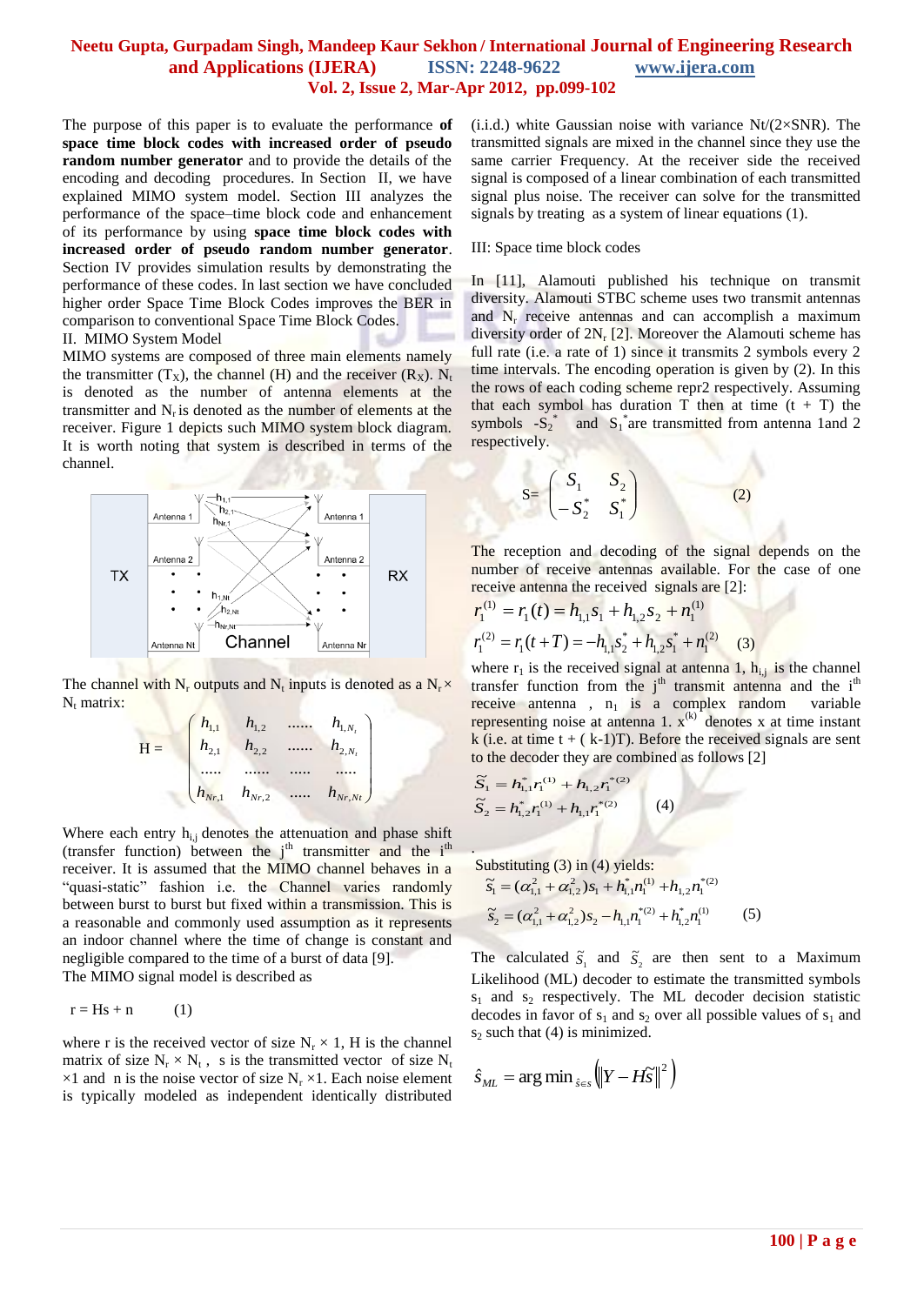The purpose of this paper is to evaluate the performance **of space time block codes with increased order of pseudo random number generator** and to provide the details of the encoding and decoding procedures. In Section II, we have explained MIMO system model. Section III analyzes the performance of the space–time block code and enhancement of its performance by using **space time block codes with increased order of pseudo random number generator**. Section IV provides simulation results by demonstrating the performance of these codes. In last section we have concluded higher order Space Time Block Codes improves the BER in comparison to conventional Space Time Block Codes.

## II. MIMO System Model

MIMO systems are composed of three main elements namely the transmitter ($T_X$), the channel (H) and the receiver ($R_X$). $N_t$ is denoted as the number of antenna elements at the transmitter and $N_r$ is denoted as the number of elements at the receiver. Figure 1 depicts such MIMO system block diagram. It is worth noting that system is described in terms of the channel.

The channel with $N_r$ outputs and $N_t$ inputs is denoted as a $N_r \times N_t$ matrix:

$$H = \begin{pmatrix} h_{1,1} & h_{1,2} & \ldots\ldots & h_{1,N_t} \\ h_{2,1} & h_{2,2} & \ldots\ldots & h_{2,N_t} \\ \ldots\ldots & \ldots\ldots & \ldots\ldots & \ldots\ldots \\ h_{Nr,1} & h_{Nr,2} & \ldots\ldots & h_{Nr,Nt} \end{pmatrix}$$

Where each entry $h_{i,j}$ denotes the attenuation and phase shift (transfer function) between the $j^{th}$ transmitter and the $i^{th}$ receiver. It is assumed that the MIMO channel behaves in a "quasi-static" fashion i.e. the Channel varies randomly between burst to burst but fixed within a transmission. This is a reasonable and commonly used assumption as it represents an indoor channel where the time of change is constant and negligible compared to the time of a burst of data [9].

The MIMO signal model is described as

$$r = Hs + n \qquad (1)$$

where r is the received vector of size $N_r \times 1$, H is the channel matrix of size $N_r \times N_t$, s is the transmitted vector of size $N_t \times 1$ and n is the noise vector of size $N_r \times 1$. Each noise element is typically modeled as independent identically distributed (i.i.d.) white Gaussian noise with variance $N_t/(2\times SNR)$. The transmitted signals are mixed in the channel since they use the same carrier Frequency. At the receiver side the received signal is composed of a linear combination of each transmitted signal plus noise. The receiver can solve for the transmitted signals by treating as a system of linear equations (1).

## III: Space time block codes

In [11], Alamouti published his technique on transmit diversity. Alamouti STBC scheme uses two transmit antennas and $N_r$ receive antennas and can accomplish a maximum diversity order of $2N_r$ [2]. Moreover the Alamouti scheme has full rate (i.e. a rate of 1) since it transmits 2 symbols every 2 time intervals. The encoding operation is given by (2). In this the rows of each coding scheme repr2 respectively. Assuming that each symbol has duration T then at time (t + T) the symbols $-S_2^*$ and $S_1^*$ are transmitted from antenna 1and 2 respectively.

$$S = \begin{pmatrix} S_1 & S_2 \\ -S_2^* & S_1^* \end{pmatrix} \qquad (2)$$

The reception and decoding of the signal depends on the number of receive antennas available. For the case of one receive antenna the received signals are [2]:

$$r_1^{(1)} = r_1(t) = h_{1,1}s_1 + h_{1,2}s_2 + n_1^{(1)}$$
$$r_1^{(2)} = r_1(t+T) = -h_{1,1}s_2^* + h_{1,2}s_1^* + n_1^{(2)} \qquad (3)$$

where $r_1$ is the received signal at antenna 1, $h_{i,j}$ is the channel transfer function from the $j^{th}$ transmit antenna and the $i^{th}$ receive antenna , $n_1$ is a complex random variable representing noise at antenna 1. $x^{(k)}$ denotes x at time instant k (i.e. at time t + ( k-1)T). Before the received signals are sent to the decoder they are combined as follows [2]

$$\tilde{S}_1 = h_{1,1}^* r_1^{(1)} + h_{1,2} r_1^{*(2)}$$
$$\tilde{S}_2 = h_{1,2}^* r_1^{(1)} + h_{1,1} r_1^{*(2)} \qquad (4)$$

Substituting (3) in (4) yields:

$$\tilde{s}_1 = (\alpha_{1,1}^2 + \alpha_{1,2}^2)s_1 + h_{1,1}^* n_1^{(1)} + h_{1,2} n_1^{*(2)}$$
$$\tilde{s}_2 = (\alpha_{1,1}^2 + \alpha_{1,2}^2)s_2 - h_{1,1} n_1^{*(2)} + h_{1,2}^* n_1^{(1)} \qquad (5)$$

The calculated $\tilde{s}_1$ and $\tilde{s}_2$ are then sent to a Maximum Likelihood (ML) decoder to estimate the transmitted symbols $s_1$ and $s_2$ respectively. The ML decoder decision statistic decodes in favor of $s_1$ and $s_2$ over all possible values of $s_1$ and $s_2$ such that (4) is minimized.

$$\hat{s}_{ML} = \arg\min_{\hat{s}\in s} \left( \left\| Y - H\tilde{S} \right\|^2 \right)$$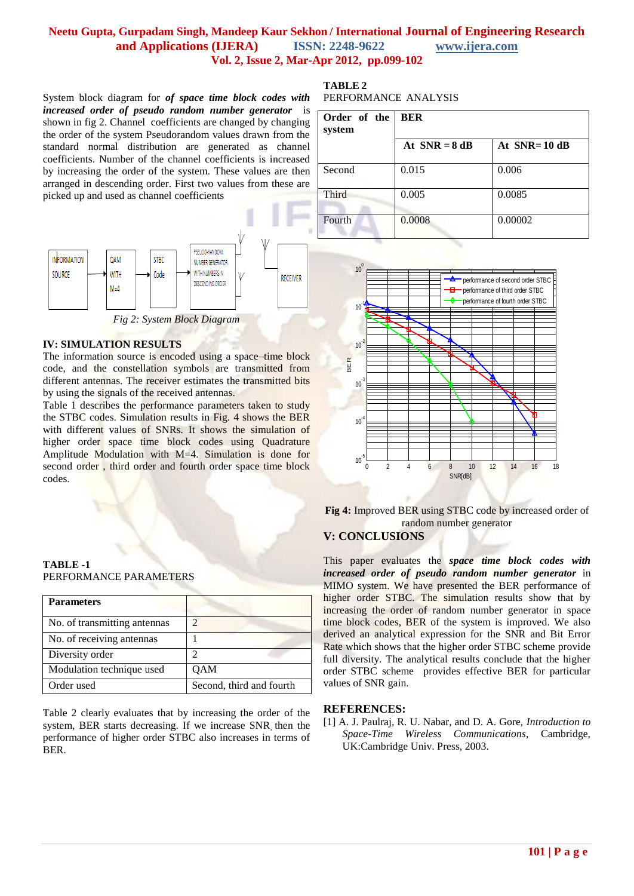System block diagram for ***of space time block codes with increased order of pseudo random number generator*** is shown in fig 2. Channel coefficients are changed by changing the order of the system Pseudorandom values drawn from the standard normal distribution are generated as channel coefficients. Number of the channel coefficients is increased by increasing the order of the system. These values are then arranged in descending order. First two values from these are picked up and used as channel coefficients

*Fig 2: System Block Diagram*

## IV: SIMULATION RESULTS

The information source is encoded using a space–time block code, and the constellation symbols are transmitted from different antennas. The receiver estimates the transmitted bits by using the signals of the received antennas.

Table 1 describes the performance parameters taken to study the STBC codes. Simulation results in Fig. 4 shows the BER with different values of SNRs. It shows the simulation of higher order space time block codes using Quadrature Amplitude Modulation with M=4. Simulation is done for second order , third order and fourth order space time block codes.

**TABLE -1**
PERFORMANCE PARAMETERS

| **Parameters** | |
|---|---|
| No. of transmitting antennas | 2 |
| No. of receiving antennas | 1 |
| Diversity order | 2 |
| Modulation technique used | QAM |
| Order used | Second, third and fourth |

Table 2 clearly evaluates that by increasing the order of the system, BER starts decreasing. If we increase SNR, then the performance of higher order STBC also increases in terms of BER.

**TABLE 2**
PERFORMANCE ANALYSIS

| **Order of the system** | **BER** | |
|---|---|---|
| | **At SNR = 8 dB** | **At SNR= 10 dB** |
| Second | 0.015 | 0.006 |
| Third | 0.005 | 0.0085 |
| Fourth | 0.0008 | 0.00002 |

**Fig 4:** Improved BER using STBC code by increased order of random number generator

## V: CONCLUSIONS

This paper evaluates the ***space time block codes with increased order of pseudo random number generator*** in MIMO system. We have presented the BER performance of higher order STBC. The simulation results show that by increasing the order of random number generator in space time block codes, BER of the system is improved. We also derived an analytical expression for the SNR and Bit Error Rate which shows that the higher order STBC scheme provide full diversity. The analytical results conclude that the higher order STBC scheme provides effective BER for particular values of SNR gain.

## REFERENCES:

[1] A. J. Paulraj, R. U. Nabar, and D. A. Gore, *Introduction to Space-Time Wireless Communications*, Cambridge, UK:Cambridge Univ. Press, 2003.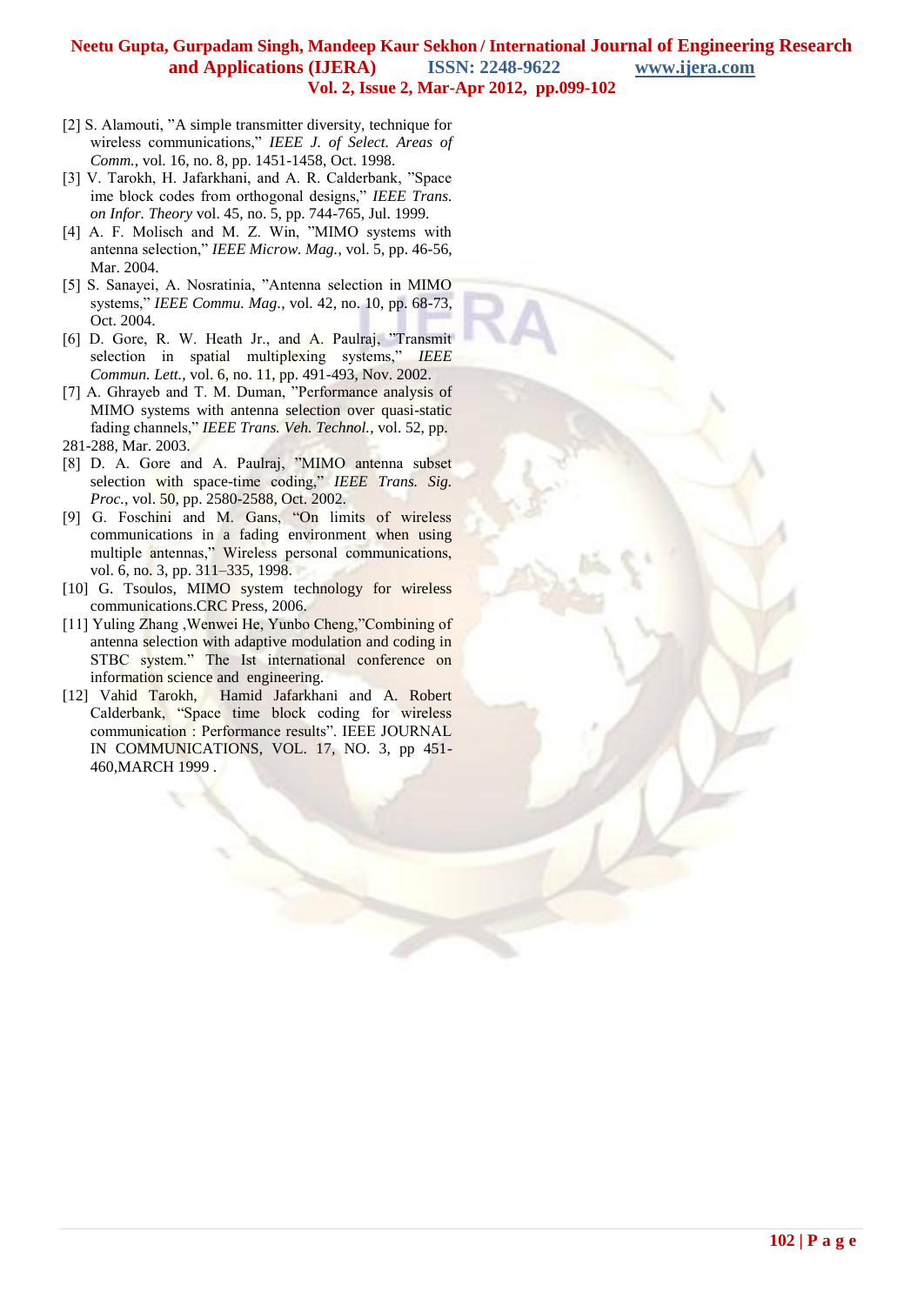[2] S. Alamouti, "A simple transmitter diversity, technique for wireless communications," *IEEE J. of Select. Areas of Comm.*, vol. 16, no. 8, pp. 1451-1458, Oct. 1998.

[3] V. Tarokh, H. Jafarkhani, and A. R. Calderbank, "Space ime block codes from orthogonal designs," *IEEE Trans. on Infor. Theory* vol. 45, no. 5, pp. 744-765, Jul. 1999.

[4] A. F. Molisch and M. Z. Win, "MIMO systems with antenna selection," *IEEE Microw. Mag.*, vol. 5, pp. 46-56, Mar. 2004.

[5] S. Sanayei, A. Nosratinia, "Antenna selection in MIMO systems," *IEEE Commu. Mag.*, vol. 42, no. 10, pp. 68-73, Oct. 2004.

[6] D. Gore, R. W. Heath Jr., and A. Paulraj, "Transmit selection in spatial multiplexing systems," *IEEE Commun. Lett.*, vol. 6, no. 11, pp. 491-493, Nov. 2002.

[7] A. Ghrayeb and T. M. Duman, "Performance analysis of MIMO systems with antenna selection over quasi-static fading channels," *IEEE Trans. Veh. Technol.*, vol. 52, pp. 281-288, Mar. 2003.

[8] D. A. Gore and A. Paulraj, "MIMO antenna subset selection with space-time coding," *IEEE Trans. Sig. Proc.*, vol. 50, pp. 2580-2588, Oct. 2002.

[9] G. Foschini and M. Gans, "On limits of wireless communications in a fading environment when using multiple antennas," Wireless personal communications, vol. 6, no. 3, pp. 311–335, 1998.

[10] G. Tsoulos, MIMO system technology for wireless communications.CRC Press, 2006.

[11] Yuling Zhang ,Wenwei He, Yunbo Cheng,"Combining of antenna selection with adaptive modulation and coding in STBC system." The Ist international conference on information science and engineering.

[12] Vahid Tarokh, Hamid Jafarkhani and A. Robert Calderbank, "Space time block coding for wireless communication : Performance results". IEEE JOURNAL IN COMMUNICATIONS, VOL. 17, NO. 3, pp 451-460,MARCH 1999 .